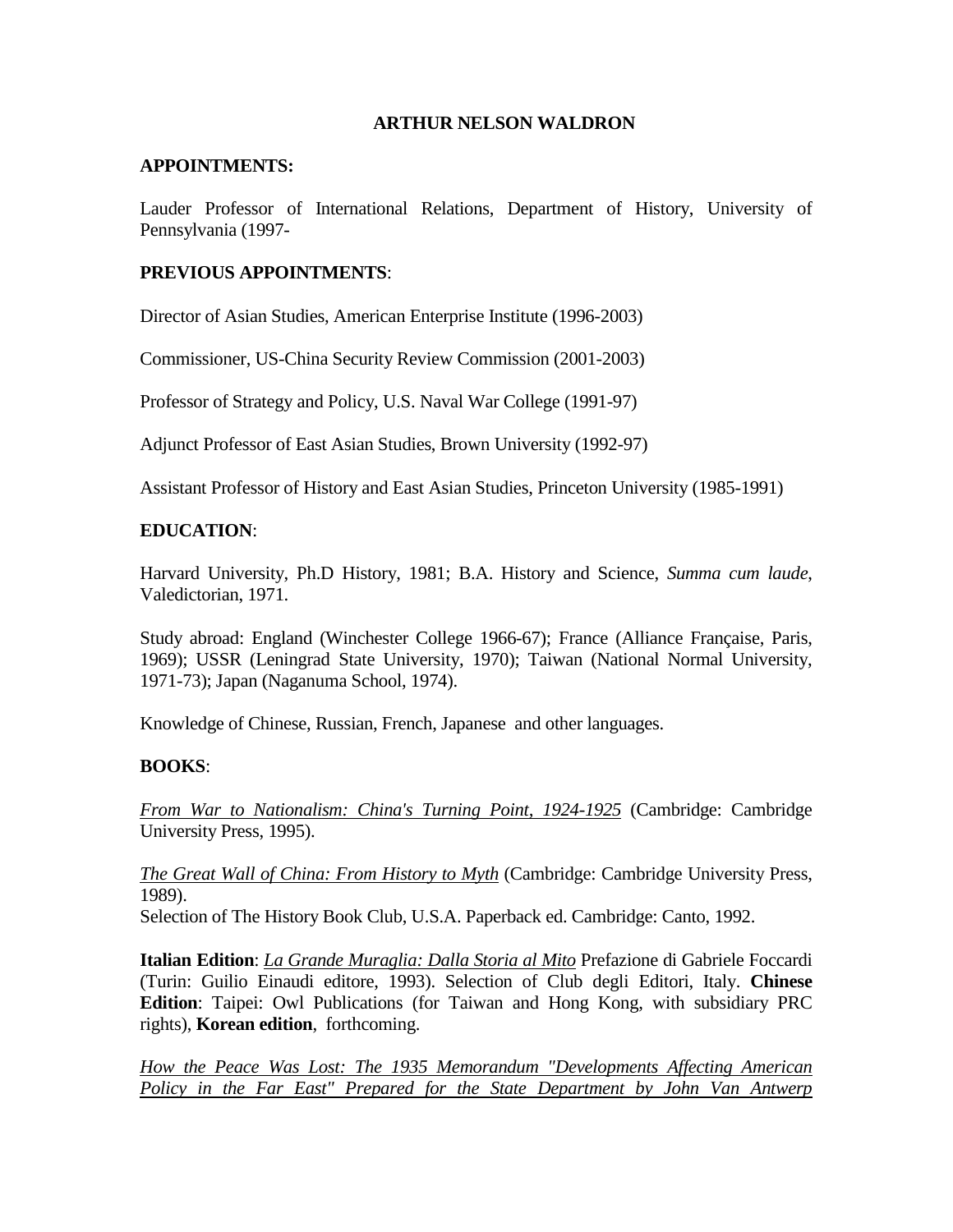# ARTHUR NELSON WALDRON

**APPOINTMENTS:**

Lauder Professor of International Relations, Department of History, University of Pennsylvania (1997-

**PREVIOUS APPOINTMENTS**:

Director of Asian Studies, American Enterprise Institute (1996-2003)

Commissioner, US-China Security Review Commission (2001-2003)

Professor of Strategy and Policy, U.S. Naval War College (1991-97)

Adjunct Professor of East Asian Studies, Brown University (1992-97)

Assistant Professor of History and East Asian Studies, Princeton University (1985-1991)

**EDUCATION**:

Harvard University, Ph.D History, 1981; B.A. History and Science, *Summa cum laude*, Valedictorian, 1971.

Study abroad: England (Winchester College 1966-67); France (Alliance Française, Paris, 1969); USSR (Leningrad State University, 1970); Taiwan (National Normal University, 1971-73); Japan (Naganuma School, 1974).

Knowledge of Chinese, Russian, French, Japanese and other languages.

**BOOKS**:

*From War to Nationalism: China's Turning Point, 1924-1925* (Cambridge: Cambridge University Press, 1995).

*The Great Wall of China: From History to Myth* (Cambridge: Cambridge University Press, 1989).
Selection of The History Book Club, U.S.A. Paperback ed. Cambridge: Canto, 1992.

**Italian Edition**: *La Grande Muraglia: Dalla Storia al Mito* Prefazione di Gabriele Foccardi (Turin: Guilio Einaudi editore, 1993). Selection of Club degli Editori, Italy. **Chinese Edition**: Taipei: Owl Publications (for Taiwan and Hong Kong, with subsidiary PRC rights), **Korean edition**, forthcoming.

*How the Peace Was Lost: The 1935 Memorandum "Developments Affecting American Policy in the Far East" Prepared for the State Department by John Van Antwerp*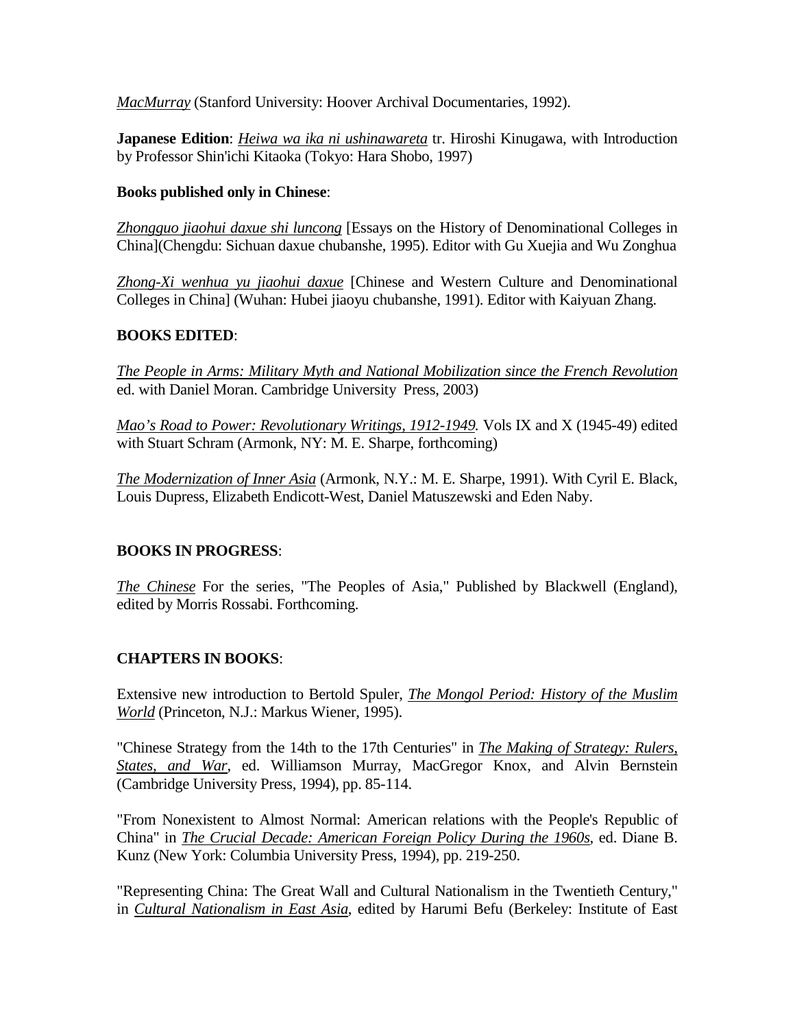*MacMurray* (Stanford University: Hoover Archival Documentaries, 1992).

**Japanese Edition**: *Heiwa wa ika ni ushinawareta* tr. Hiroshi Kinugawa, with Introduction by Professor Shin'ichi Kitaoka (Tokyo: Hara Shobo, 1997)

**Books published only in Chinese**:

*Zhongguo jiaohui daxue shi luncong* [Essays on the History of Denominational Colleges in China](Chengdu: Sichuan daxue chubanshe, 1995). Editor with Gu Xuejia and Wu Zonghua

*Zhong-Xi wenhua yu jiaohui daxue* [Chinese and Western Culture and Denominational Colleges in China] (Wuhan: Hubei jiaoyu chubanshe, 1991). Editor with Kaiyuan Zhang.

**BOOKS EDITED**:

*The People in Arms: Military Myth and National Mobilization since the French Revolution* ed. with Daniel Moran. Cambridge University Press, 2003)

*Mao's Road to Power: Revolutionary Writings, 1912-1949.* Vols IX and X (1945-49) edited with Stuart Schram (Armonk, NY: M. E. Sharpe, forthcoming)

*The Modernization of Inner Asia* (Armonk, N.Y.: M. E. Sharpe, 1991). With Cyril E. Black, Louis Dupress, Elizabeth Endicott-West, Daniel Matuszewski and Eden Naby.

**BOOKS IN PROGRESS**:

*The Chinese* For the series, "The Peoples of Asia," Published by Blackwell (England), edited by Morris Rossabi. Forthcoming.

**CHAPTERS IN BOOKS**:

Extensive new introduction to Bertold Spuler, *The Mongol Period: History of the Muslim World* (Princeton, N.J.: Markus Wiener, 1995).

"Chinese Strategy from the 14th to the 17th Centuries" in *The Making of Strategy: Rulers, States, and War*, ed. Williamson Murray, MacGregor Knox, and Alvin Bernstein (Cambridge University Press, 1994), pp. 85-114.

"From Nonexistent to Almost Normal: American relations with the People's Republic of China" in *The Crucial Decade: American Foreign Policy During the 1960s*, ed. Diane B. Kunz (New York: Columbia University Press, 1994), pp. 219-250.

"Representing China: The Great Wall and Cultural Nationalism in the Twentieth Century," in *Cultural Nationalism in East Asia*, edited by Harumi Befu (Berkeley: Institute of East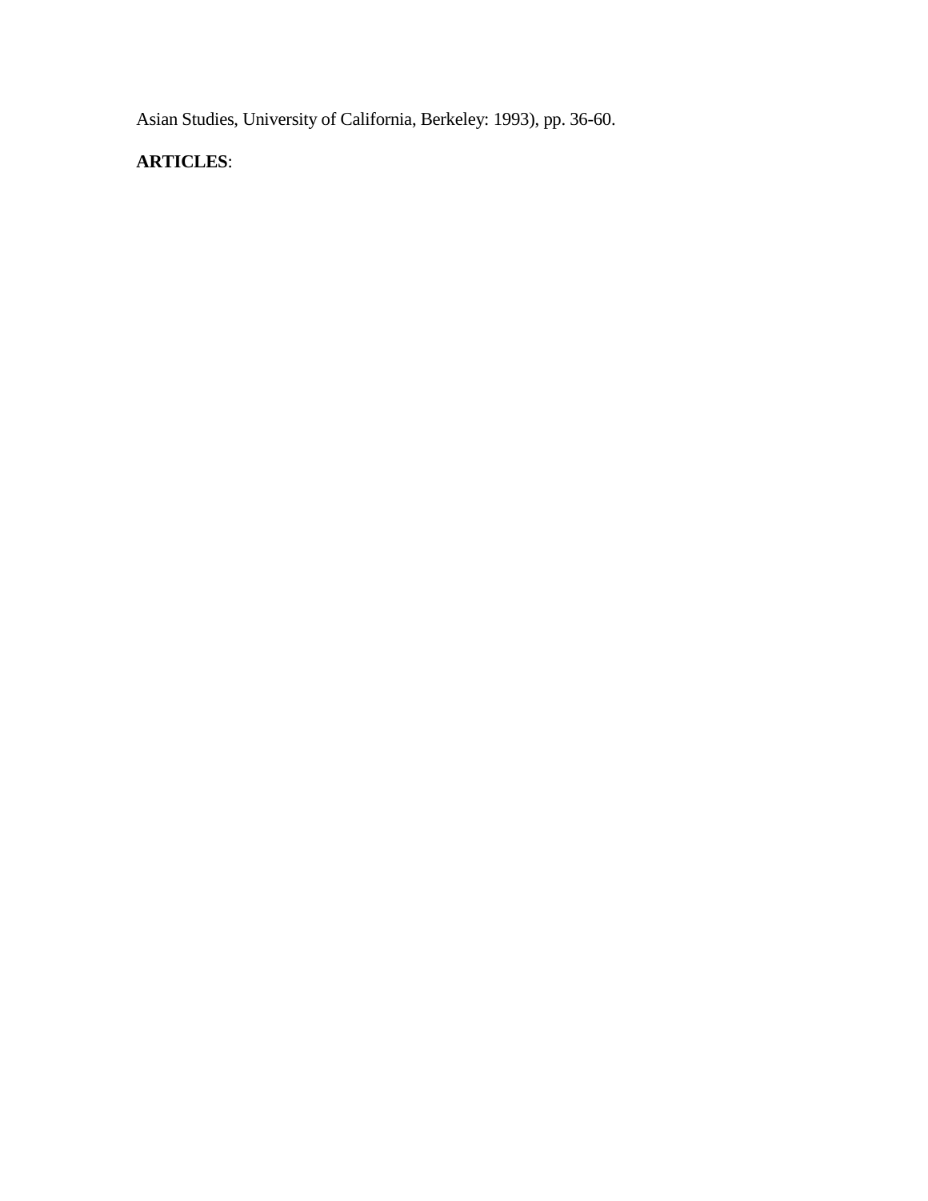Asian Studies, University of California, Berkeley: 1993), pp. 36-60.

**ARTICLES**: